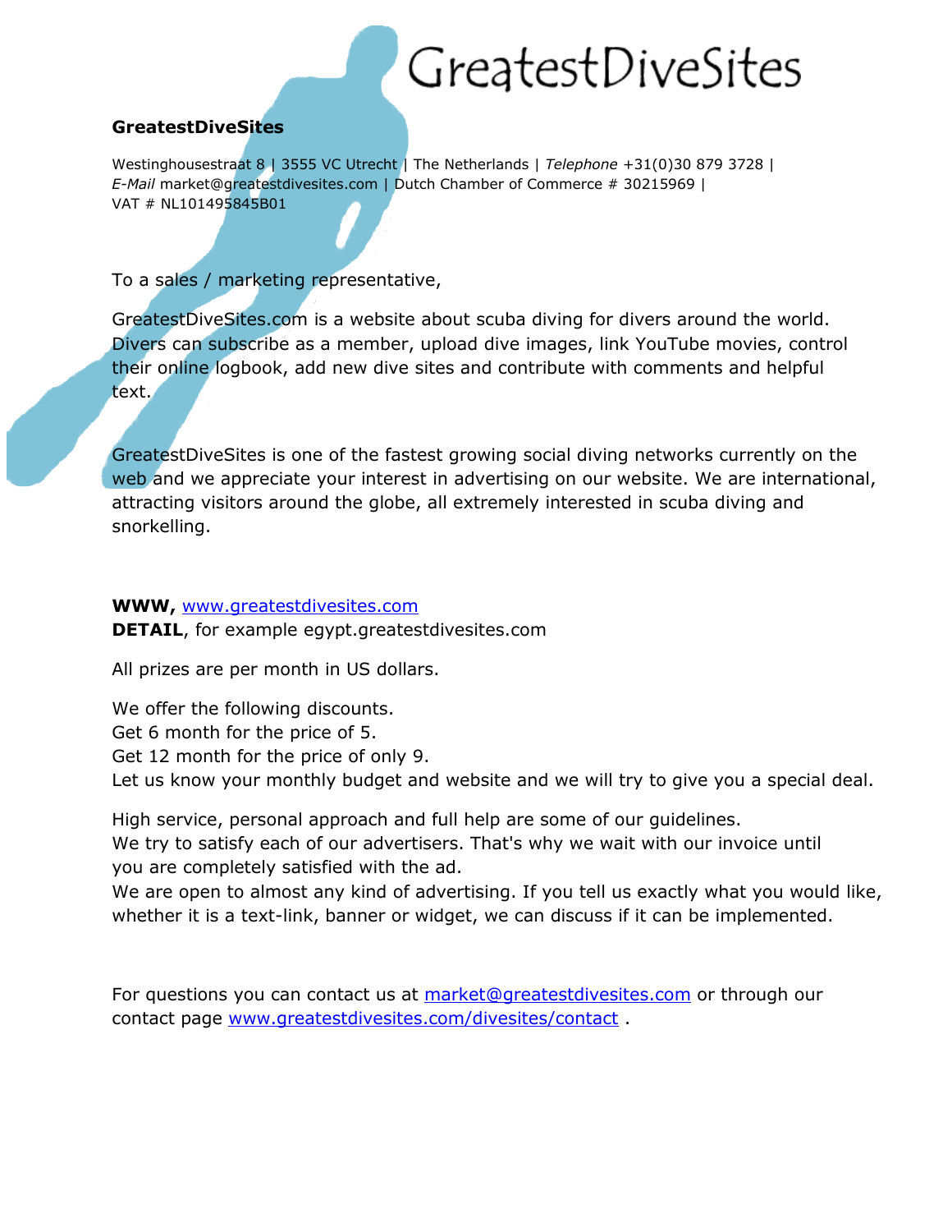GreatestDiveSites

**GreatestDiveSites**

Westinghousestraat 8 | 3555 VC Utrecht | The Netherlands | *Telephone* +31(0)30 879 3728 | *E-Mail* market@greatestdivesites.com | Dutch Chamber of Commerce # 30215969 | VAT # NL101495845B01

To a sales / marketing representative,

GreatestDiveSites.com is a website about scuba diving for divers around the world. Divers can subscribe as a member, upload dive images, link YouTube movies, control their online logbook, add new dive sites and contribute with comments and helpful text.

GreatestDiveSites is one of the fastest growing social diving networks currently on the web and we appreciate your interest in advertising on our website. We are international, attracting visitors around the globe, all extremely interested in scuba diving and snorkelling.

**WWW,** www.greatestdivesites.com
**DETAIL**, for example egypt.greatestdivesites.com

All prizes are per month in US dollars.

We offer the following discounts.
Get 6 month for the price of 5.
Get 12 month for the price of only 9.
Let us know your monthly budget and website and we will try to give you a special deal.

High service, personal approach and full help are some of our guidelines.
We try to satisfy each of our advertisers. That's why we wait with our invoice until you are completely satisfied with the ad.
We are open to almost any kind of advertising. If you tell us exactly what you would like, whether it is a text-link, banner or widget, we can discuss if it can be implemented.

For questions you can contact us at market@greatestdivesites.com or through our contact page www.greatestdivesites.com/divesites/contact .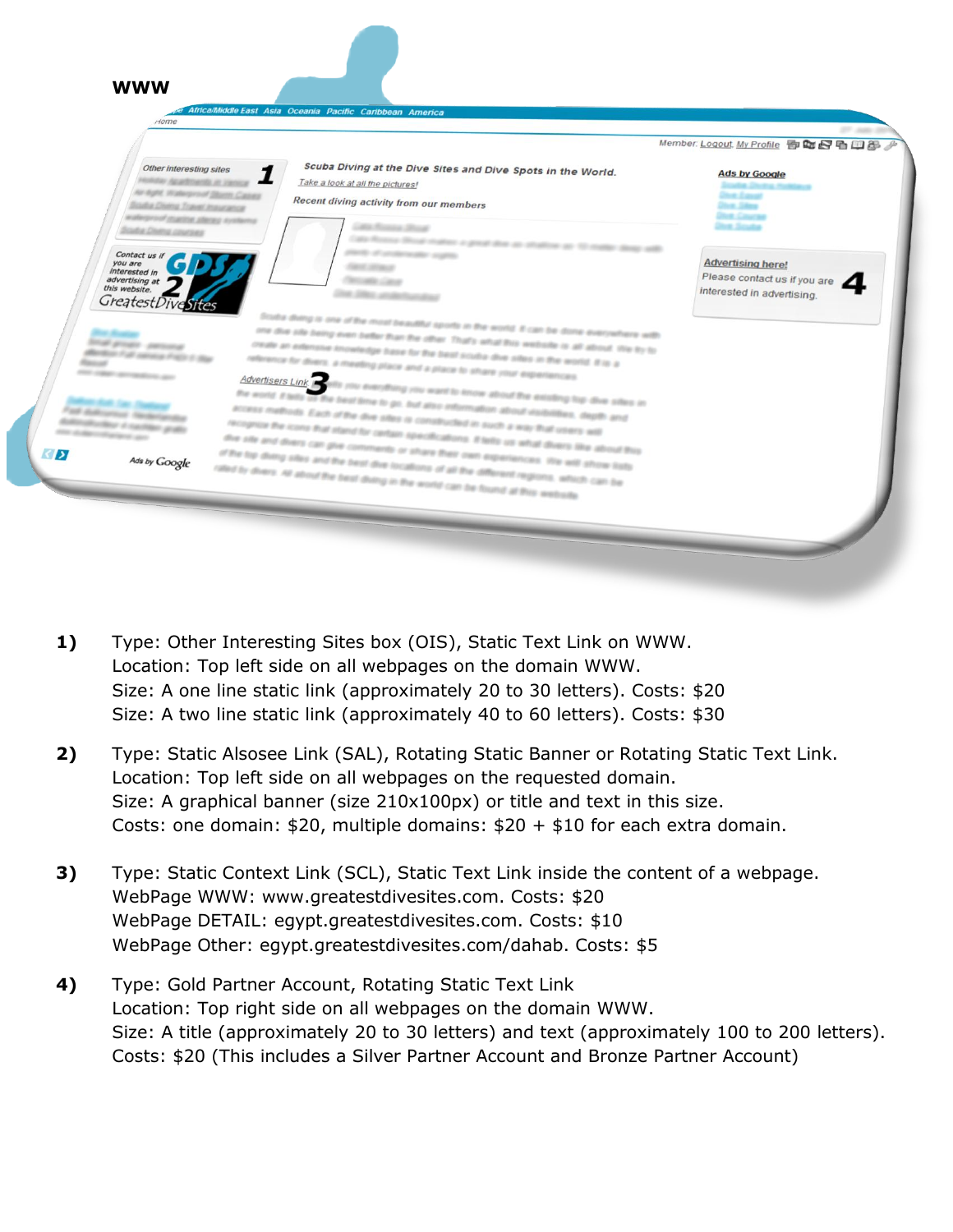**WWW**

1) Type: Other Interesting Sites box (OIS), Static Text Link on WWW.
Location: Top left side on all webpages on the domain WWW.
Size: A one line static link (approximately 20 to 30 letters). Costs: $20
Size: A two line static link (approximately 40 to 60 letters). Costs: $30

2) Type: Static Alsosee Link (SAL), Rotating Static Banner or Rotating Static Text Link.
Location: Top left side on all webpages on the requested domain.
Size: A graphical banner (size 210x100px) or title and text in this size.
Costs: one domain: $20, multiple domains: $20 + $10 for each extra domain.

3) Type: Static Context Link (SCL), Static Text Link inside the content of a webpage.
WebPage WWW: www.greatestdivesites.com. Costs: $20
WebPage DETAIL: egypt.greatestdivesites.com. Costs: $10
WebPage Other: egypt.greatestdivesites.com/dahab. Costs: $5

4) Type: Gold Partner Account, Rotating Static Text Link
Location: Top right side on all webpages on the domain WWW.
Size: A title (approximately 20 to 30 letters) and text (approximately 100 to 200 letters).
Costs: $20 (This includes a Silver Partner Account and Bronze Partner Account)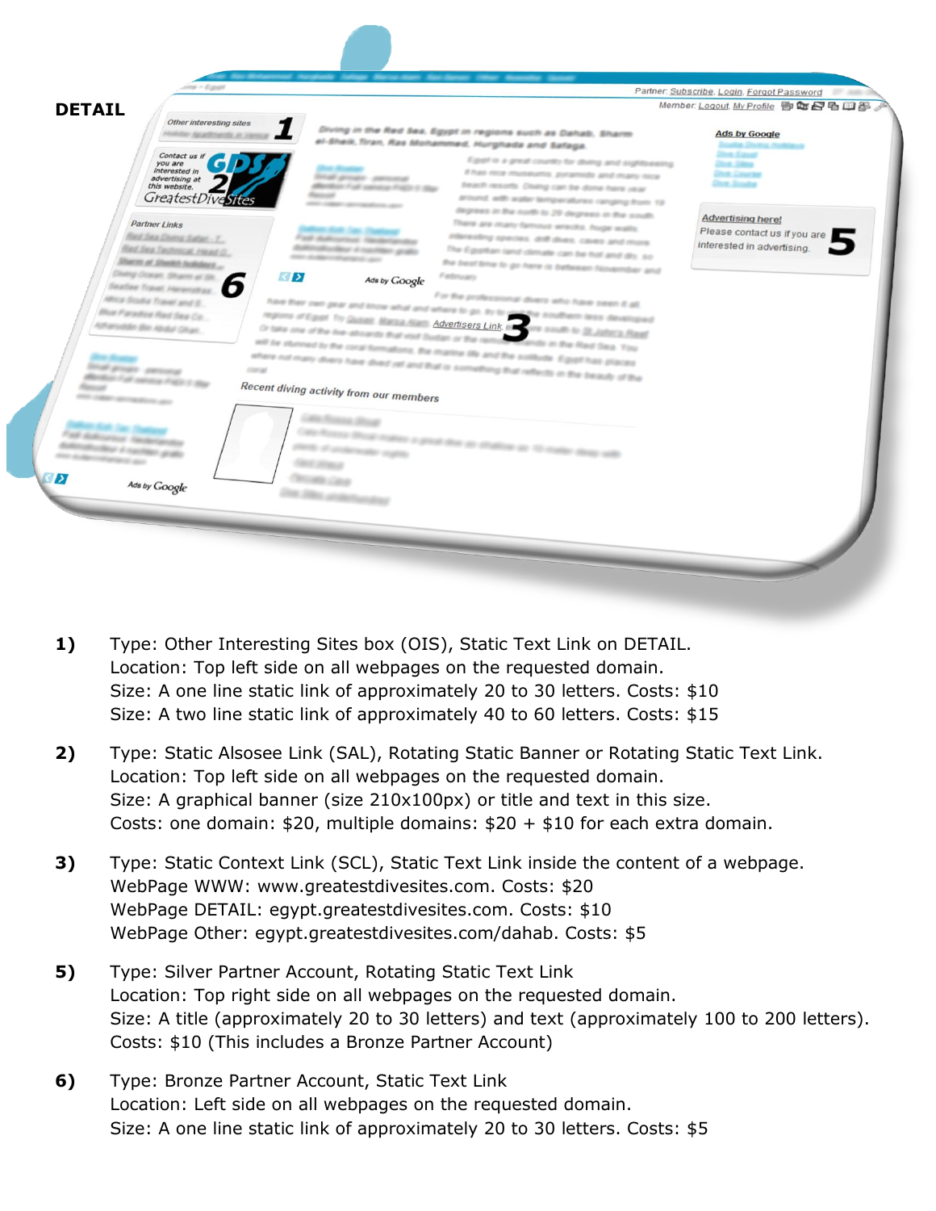**DETAIL**

1) Type: Other Interesting Sites box (OIS), Static Text Link on DETAIL.
Location: Top left side on all webpages on the requested domain.
Size: A one line static link of approximately 20 to 30 letters. Costs: $10
Size: A two line static link of approximately 40 to 60 letters. Costs: $15

2) Type: Static Alsosee Link (SAL), Rotating Static Banner or Rotating Static Text Link.
Location: Top left side on all webpages on the requested domain.
Size: A graphical banner (size 210x100px) or title and text in this size.
Costs: one domain: $20, multiple domains: $20 + $10 for each extra domain.

3) Type: Static Context Link (SCL), Static Text Link inside the content of a webpage.
WebPage WWW: www.greatestdivesites.com. Costs: $20
WebPage DETAIL: egypt.greatestdivesites.com. Costs: $10
WebPage Other: egypt.greatestdivesites.com/dahab. Costs: $5

5) Type: Silver Partner Account, Rotating Static Text Link
Location: Top right side on all webpages on the requested domain.
Size: A title (approximately 20 to 30 letters) and text (approximately 100 to 200 letters).
Costs: $10 (This includes a Bronze Partner Account)

6) Type: Bronze Partner Account, Static Text Link
Location: Left side on all webpages on the requested domain.
Size: A one line static link of approximately 20 to 30 letters. Costs: $5